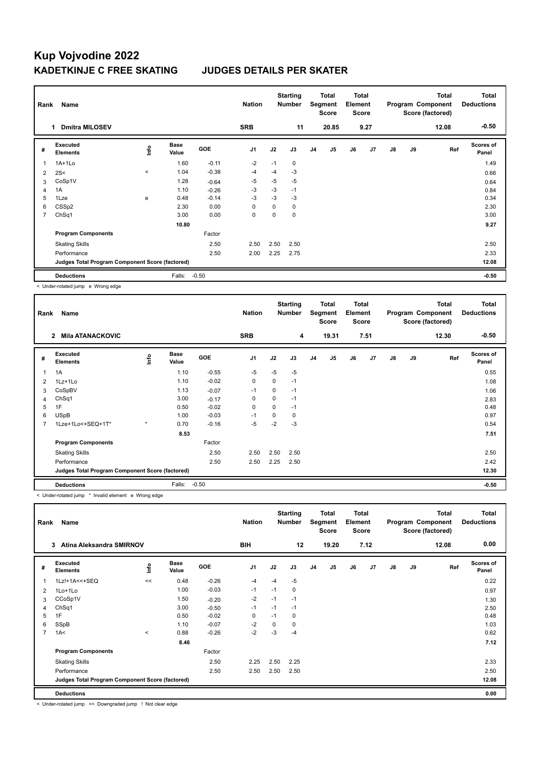# Kup Vojvodine 2022

## KADETKINJE C FREE SKATING JUDGES DETAILS PER SKATER

| Rank | Name | Nation | Starting Number | Total Segment Score | Total Element Score | Total Program Component Score (factored) | Total Deductions |
|---|---|---|---|---|---|---|---|
| 1 | Dmitra MILOSEV | SRB | 11 | 20.85 | 9.27 | 12.08 | -0.50 |

| # | Executed Elements | Info | Base Value | GOE | J1 | J2 | J3 | J4 | J5 | J6 | J7 | J8 | J9 | Ref | Scores of Panel |
|---|---|---|---|---|---|---|---|---|---|---|---|---|---|---|---|
| 1 | 1A+1Lo | | 1.60 | -0.11 | -2 | -1 | 0 | | | | | | | | 1.49 |
| 2 | 2S< | < | 1.04 | -0.38 | -4 | -4 | -3 | | | | | | | | 0.66 |
| 3 | CoSp1V | | 1.28 | -0.64 | -5 | -5 | -5 | | | | | | | | 0.64 |
| 4 | 1A | | 1.10 | -0.26 | -3 | -3 | -1 | | | | | | | | 0.84 |
| 5 | 1Lze | e | 0.48 | -0.14 | -3 | -3 | -3 | | | | | | | | 0.34 |
| 6 | CSSp2 | | 2.30 | 0.00 | 0 | 0 | 0 | | | | | | | | 2.30 |
| 7 | ChSq1 | | 3.00 | 0.00 | 0 | 0 | 0 | | | | | | | | 3.00 |
| | | | 10.80 | | | | | | | | | | | | 9.27 |
| | Program Components | | | Factor | | | | | | | | | | | |
| | Skating Skills | | | 2.50 | 2.50 | 2.50 | 2.50 | | | | | | | | 2.50 |
| | Performance | | | 2.50 | 2.00 | 2.25 | 2.75 | | | | | | | | 2.33 |
| | Judges Total Program Component Score (factored) | | | | | | | | | | | | | | 12.08 |
| | Deductions | | Falls: | -0.50 | | | | | | | | | | | -0.50 |

< Under-rotated jump e Wrong edge

| Rank | Name | Nation | Starting Number | Total Segment Score | Total Element Score | Total Program Component Score (factored) | Total Deductions |
|---|---|---|---|---|---|---|---|
| 2 | Mila ATANACKOVIC | SRB | 4 | 19.31 | 7.51 | 12.30 | -0.50 |

| # | Executed Elements | Info | Base Value | GOE | J1 | J2 | J3 | J4 | J5 | J6 | J7 | J8 | J9 | Ref | Scores of Panel |
|---|---|---|---|---|---|---|---|---|---|---|---|---|---|---|---|
| 1 | 1A | | 1.10 | -0.55 | -5 | -5 | -5 | | | | | | | | 0.55 |
| 2 | 1Lz+1Lo | | 1.10 | -0.02 | 0 | 0 | -1 | | | | | | | | 1.08 |
| 3 | CoSpBV | | 1.13 | -0.07 | -1 | 0 | -1 | | | | | | | | 1.06 |
| 4 | ChSq1 | | 3.00 | -0.17 | 0 | 0 | -1 | | | | | | | | 2.83 |
| 5 | 1F | | 0.50 | -0.02 | 0 | 0 | -1 | | | | | | | | 0.48 |
| 6 | USpB | | 1.00 | -0.03 | -1 | 0 | 0 | | | | | | | | 0.97 |
| 7 | 1Lze+1Lo<+SEQ+1T* | * | 0.70 | -0.16 | -5 | -2 | -3 | | | | | | | | 0.54 |
| | | | 8.53 | | | | | | | | | | | | 7.51 |
| | Program Components | | | Factor | | | | | | | | | | | |
| | Skating Skills | | | 2.50 | 2.50 | 2.50 | 2.50 | | | | | | | | 2.50 |
| | Performance | | | 2.50 | 2.50 | 2.25 | 2.50 | | | | | | | | 2.42 |
| | Judges Total Program Component Score (factored) | | | | | | | | | | | | | | 12.30 |
| | Deductions | | Falls: | -0.50 | | | | | | | | | | | -0.50 |

< Under-rotated jump * Invalid element e Wrong edge

| Rank | Name | Nation | Starting Number | Total Segment Score | Total Element Score | Total Program Component Score (factored) | Total Deductions |
|---|---|---|---|---|---|---|---|
| 3 | Atina Aleksandra SMIRNOV | BIH | 12 | 19.20 | 7.12 | 12.08 | 0.00 |

| # | Executed Elements | Info | Base Value | GOE | J1 | J2 | J3 | J4 | J5 | J6 | J7 | J8 | J9 | Ref | Scores of Panel |
|---|---|---|---|---|---|---|---|---|---|---|---|---|---|---|---|
| 1 | 1Lz!+1A<<+SEQ | << | 0.48 | -0.26 | -4 | -4 | -5 | | | | | | | | 0.22 |
| 2 | 1Lo+1Lo | | 1.00 | -0.03 | -1 | -1 | 0 | | | | | | | | 0.97 |
| 3 | CCoSp1V | | 1.50 | -0.20 | -2 | -1 | -1 | | | | | | | | 1.30 |
| 4 | ChSq1 | | 3.00 | -0.50 | -1 | -1 | -1 | | | | | | | | 2.50 |
| 5 | 1F | | 0.50 | -0.02 | 0 | -1 | 0 | | | | | | | | 0.48 |
| 6 | SSpB | | 1.10 | -0.07 | -2 | 0 | 0 | | | | | | | | 1.03 |
| 7 | 1A< | < | 0.88 | -0.26 | -2 | -3 | -4 | | | | | | | | 0.62 |
| | | | 8.46 | | | | | | | | | | | | 7.12 |
| | Program Components | | | Factor | | | | | | | | | | | |
| | Skating Skills | | | 2.50 | 2.25 | 2.50 | 2.25 | | | | | | | | 2.33 |
| | Performance | | | 2.50 | 2.50 | 2.50 | 2.50 | | | | | | | | 2.50 |
| | Judges Total Program Component Score (factored) | | | | | | | | | | | | | | 12.08 |
| | Deductions | | | | | | | | | | | | | | 0.00 |

< Under-rotated jump << Downgraded jump ! Not clear edge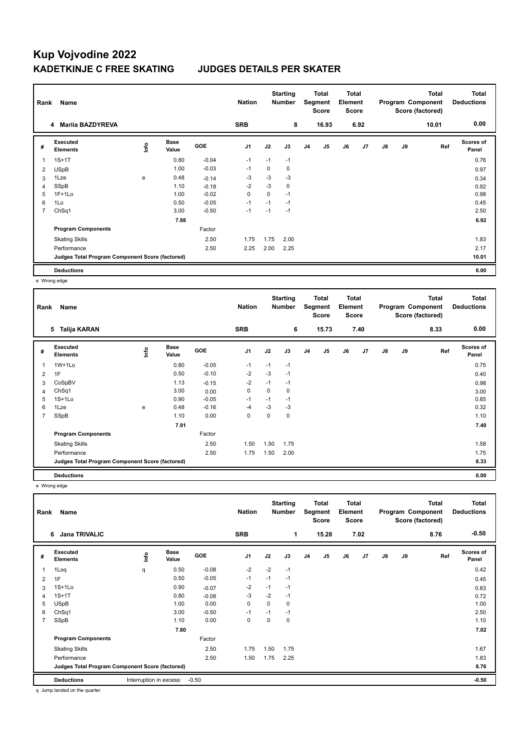# Kup Vojvodine 2022

## KADETKINJE C FREE SKATING JUDGES DETAILS PER SKATER

| Rank | Name | Nation | Starting Number | Total Segment Score | Total Element Score | Total Program Component Score (factored) | Total Deductions |
|---|---|---|---|---|---|---|---|
| 4 | Mariia BAZDYREVA | SRB | 8 | 16.93 | 6.92 | 10.01 | 0.00 |

| # | Executed Elements | Info | Base Value | GOE | J1 | J2 | J3 | J4 | J5 | J6 | J7 | J8 | J9 | Ref | Scores of Panel |
|---|---|---|---|---|---|---|---|---|---|---|---|---|---|---|---|
| 1 | 1S+1T | | 0.80 | -0.04 | -1 | -1 | -1 | | | | | | | | 0.76 |
| 2 | USpB | | 1.00 | -0.03 | -1 | 0 | 0 | | | | | | | | 0.97 |
| 3 | 1Lze | e | 0.48 | -0.14 | -3 | -3 | -3 | | | | | | | | 0.34 |
| 4 | SSpB | | 1.10 | -0.18 | -2 | -3 | 0 | | | | | | | | 0.92 |
| 5 | 1F+1Lo | | 1.00 | -0.02 | 0 | 0 | -1 | | | | | | | | 0.98 |
| 6 | 1Lo | | 0.50 | -0.05 | -1 | -1 | -1 | | | | | | | | 0.45 |
| 7 | ChSq1 | | 3.00 | -0.50 | -1 | -1 | -1 | | | | | | | | 2.50 |
| | | | 7.88 | | | | | | | | | | | | 6.92 |
| | Program Components | | | Factor | | | | | | | | | | | |
| | Skating Skills | | | 2.50 | 1.75 | 1.75 | 2.00 | | | | | | | | 1.83 |
| | Performance | | | 2.50 | 2.25 | 2.00 | 2.25 | | | | | | | | 2.17 |
| | Judges Total Program Component Score (factored) | | | | | | | | | | | | | | 10.01 |
| | Deductions | | | | | | | | | | | | | | 0.00 |

e Wrong edge

| Rank | Name | Nation | Starting Number | Total Segment Score | Total Element Score | Total Program Component Score (factored) | Total Deductions |
|---|---|---|---|---|---|---|---|
| 5 | Talija KARAN | SRB | 6 | 15.73 | 7.40 | 8.33 | 0.00 |

| # | Executed Elements | Info | Base Value | GOE | J1 | J2 | J3 | J4 | J5 | J6 | J7 | J8 | J9 | Ref | Scores of Panel |
|---|---|---|---|---|---|---|---|---|---|---|---|---|---|---|---|
| 1 | 1W+1Lo | | 0.80 | -0.05 | -1 | -1 | -1 | | | | | | | | 0.75 |
| 2 | 1F | | 0.50 | -0.10 | -2 | -3 | -1 | | | | | | | | 0.40 |
| 3 | CoSpBV | | 1.13 | -0.15 | -2 | -1 | -1 | | | | | | | | 0.98 |
| 4 | ChSq1 | | 3.00 | 0.00 | 0 | 0 | 0 | | | | | | | | 3.00 |
| 5 | 1S+1Lo | | 0.90 | -0.05 | -1 | -1 | -1 | | | | | | | | 0.85 |
| 6 | 1Lze | e | 0.48 | -0.16 | -4 | -3 | -3 | | | | | | | | 0.32 |
| 7 | SSpB | | 1.10 | 0.00 | 0 | 0 | 0 | | | | | | | | 1.10 |
| | | | 7.91 | | | | | | | | | | | | 7.40 |
| | Program Components | | | Factor | | | | | | | | | | | |
| | Skating Skills | | | 2.50 | 1.50 | 1.50 | 1.75 | | | | | | | | 1.58 |
| | Performance | | | 2.50 | 1.75 | 1.50 | 2.00 | | | | | | | | 1.75 |
| | Judges Total Program Component Score (factored) | | | | | | | | | | | | | | 8.33 |
| | Deductions | | | | | | | | | | | | | | 0.00 |

e Wrong edge

| Rank | Name | Nation | Starting Number | Total Segment Score | Total Element Score | Total Program Component Score (factored) | Total Deductions |
|---|---|---|---|---|---|---|---|
| 6 | Jana TRIVALIC | SRB | 1 | 15.28 | 7.02 | 8.76 | -0.50 |

| # | Executed Elements | Info | Base Value | GOE | J1 | J2 | J3 | J4 | J5 | J6 | J7 | J8 | J9 | Ref | Scores of Panel |
|---|---|---|---|---|---|---|---|---|---|---|---|---|---|---|---|
| 1 | 1Loq | q | 0.50 | -0.08 | -2 | -2 | -1 | | | | | | | | 0.42 |
| 2 | 1F | | 0.50 | -0.05 | -1 | -1 | -1 | | | | | | | | 0.45 |
| 3 | 1S+1Lo | | 0.90 | -0.07 | -2 | -1 | -1 | | | | | | | | 0.83 |
| 4 | 1S+1T | | 0.80 | -0.08 | -3 | -2 | -1 | | | | | | | | 0.72 |
| 5 | USpB | | 1.00 | 0.00 | 0 | 0 | 0 | | | | | | | | 1.00 |
| 6 | ChSq1 | | 3.00 | -0.50 | -1 | -1 | -1 | | | | | | | | 2.50 |
| 7 | SSpB | | 1.10 | 0.00 | 0 | 0 | 0 | | | | | | | | 1.10 |
| | | | 7.80 | | | | | | | | | | | | 7.02 |
| | Program Components | | | Factor | | | | | | | | | | | |
| | Skating Skills | | | 2.50 | 1.75 | 1.50 | 1.75 | | | | | | | | 1.67 |
| | Performance | | | 2.50 | 1.50 | 1.75 | 2.25 | | | | | | | | 1.83 |
| | Judges Total Program Component Score (factored) | | | | | | | | | | | | | | 8.76 |
| | Deductions | Interruption in excess: -0.50 | | | | | | | | | | | | | -0.50 |

q Jump landed on the quarter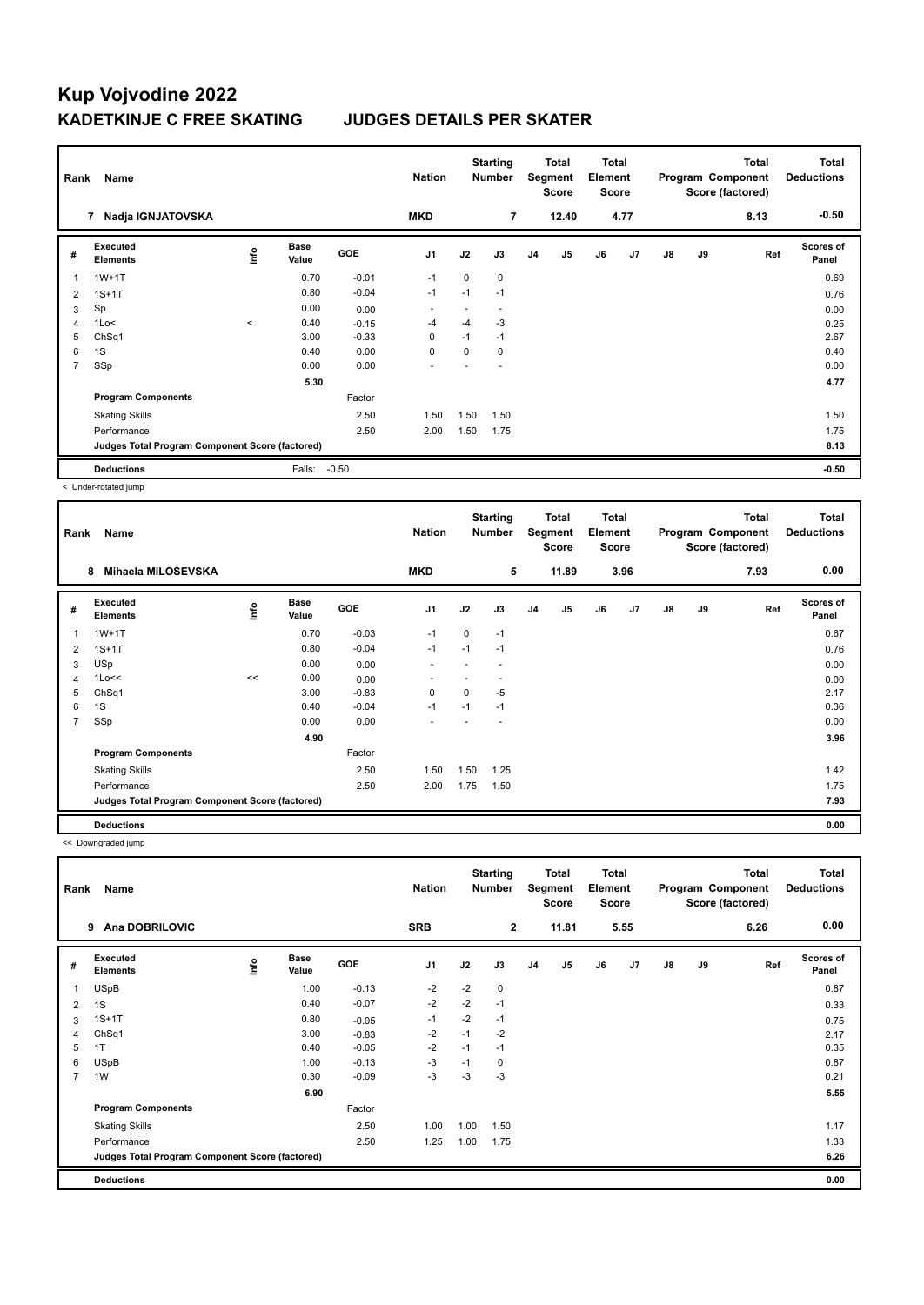# Kup Vojvodine 2022

## KADETKINJE C FREE SKATING JUDGES DETAILS PER SKATER

| Rank | Name | Nation | Starting Number | Total Segment Score | Total Element Score | Total Program Component Score (factored) | Total Deductions |
|---|---|---|---|---|---|---|---|
| 7 | Nadja IGNJATOVSKA | MKD | 7 | 12.40 | 4.77 | 8.13 | -0.50 |

| # | Executed Elements | Info | Base Value | GOE | J1 | J2 | J3 | J4 | J5 | J6 | J7 | J8 | J9 | Ref | Scores of Panel |
|---|---|---|---|---|---|---|---|---|---|---|---|---|---|---|---|
| 1 | 1W+1T | | 0.70 | -0.01 | -1 | 0 | 0 | | | | | | | | 0.69 |
| 2 | 1S+1T | | 0.80 | -0.04 | -1 | -1 | -1 | | | | | | | | 0.76 |
| 3 | Sp | | 0.00 | 0.00 | - | - | - | | | | | | | | 0.00 |
| 4 | 1Lo< | < | 0.40 | -0.15 | -4 | -4 | -3 | | | | | | | | 0.25 |
| 5 | ChSq1 | | 3.00 | -0.33 | 0 | -1 | -1 | | | | | | | | 2.67 |
| 6 | 1S | | 0.40 | 0.00 | 0 | 0 | 0 | | | | | | | | 0.40 |
| 7 | SSp | | 0.00 | 0.00 | - | - | - | | | | | | | | 0.00 |
| | | | 5.30 | | | | | | | | | | | | 4.77 |
| | **Program Components** | | | Factor | | | | | | | | | | | |
| | Skating Skills | | | 2.50 | 1.50 | 1.50 | 1.50 | | | | | | | | 1.50 |
| | Performance | | | 2.50 | 2.00 | 1.50 | 1.75 | | | | | | | | 1.75 |
| | Judges Total Program Component Score (factored) | | | | | | | | | | | | | | 8.13 |
| | **Deductions** | | Falls: | -0.50 | | | | | | | | | | | -0.50 |

< Under-rotated jump

| Rank | Name | Nation | Starting Number | Total Segment Score | Total Element Score | Total Program Component Score (factored) | Total Deductions |
|---|---|---|---|---|---|---|---|
| 8 | Mihaela MILOSEVSKA | MKD | 5 | 11.89 | 3.96 | 7.93 | 0.00 |

| # | Executed Elements | Info | Base Value | GOE | J1 | J2 | J3 | J4 | J5 | J6 | J7 | J8 | J9 | Ref | Scores of Panel |
|---|---|---|---|---|---|---|---|---|---|---|---|---|---|---|---|
| 1 | 1W+1T | | 0.70 | -0.03 | -1 | 0 | -1 | | | | | | | | 0.67 |
| 2 | 1S+1T | | 0.80 | -0.04 | -1 | -1 | -1 | | | | | | | | 0.76 |
| 3 | USp | | 0.00 | 0.00 | - | - | - | | | | | | | | 0.00 |
| 4 | 1Lo<< | << | 0.00 | 0.00 | - | - | - | | | | | | | | 0.00 |
| 5 | ChSq1 | | 3.00 | -0.83 | 0 | 0 | -5 | | | | | | | | 2.17 |
| 6 | 1S | | 0.40 | -0.04 | -1 | -1 | -1 | | | | | | | | 0.36 |
| 7 | SSp | | 0.00 | 0.00 | - | - | - | | | | | | | | 0.00 |
| | | | 4.90 | | | | | | | | | | | | 3.96 |
| | **Program Components** | | | Factor | | | | | | | | | | | |
| | Skating Skills | | | 2.50 | 1.50 | 1.50 | 1.25 | | | | | | | | 1.42 |
| | Performance | | | 2.50 | 2.00 | 1.75 | 1.50 | | | | | | | | 1.75 |
| | Judges Total Program Component Score (factored) | | | | | | | | | | | | | | 7.93 |
| | **Deductions** | | | | | | | | | | | | | | 0.00 |

<< Downgraded jump

| Rank | Name | Nation | Starting Number | Total Segment Score | Total Element Score | Total Program Component Score (factored) | Total Deductions |
|---|---|---|---|---|---|---|---|
| 9 | Ana DOBRILOVIC | SRB | 2 | 11.81 | 5.55 | 6.26 | 0.00 |

| # | Executed Elements | Info | Base Value | GOE | J1 | J2 | J3 | J4 | J5 | J6 | J7 | J8 | J9 | Ref | Scores of Panel |
|---|---|---|---|---|---|---|---|---|---|---|---|---|---|---|---|
| 1 | USpB | | 1.00 | -0.13 | -2 | -2 | 0 | | | | | | | | 0.87 |
| 2 | 1S | | 0.40 | -0.07 | -2 | -2 | -1 | | | | | | | | 0.33 |
| 3 | 1S+1T | | 0.80 | -0.05 | -1 | -2 | -1 | | | | | | | | 0.75 |
| 4 | ChSq1 | | 3.00 | -0.83 | -2 | -1 | -2 | | | | | | | | 2.17 |
| 5 | 1T | | 0.40 | -0.05 | -2 | -1 | -1 | | | | | | | | 0.35 |
| 6 | USpB | | 1.00 | -0.13 | -3 | -1 | 0 | | | | | | | | 0.87 |
| 7 | 1W | | 0.30 | -0.09 | -3 | -3 | -3 | | | | | | | | 0.21 |
| | | | 6.90 | | | | | | | | | | | | 5.55 |
| | **Program Components** | | | Factor | | | | | | | | | | | |
| | Skating Skills | | | 2.50 | 1.00 | 1.00 | 1.50 | | | | | | | | 1.17 |
| | Performance | | | 2.50 | 1.25 | 1.00 | 1.75 | | | | | | | | 1.33 |
| | Judges Total Program Component Score (factored) | | | | | | | | | | | | | | 6.26 |
| | **Deductions** | | | | | | | | | | | | | | 0.00 |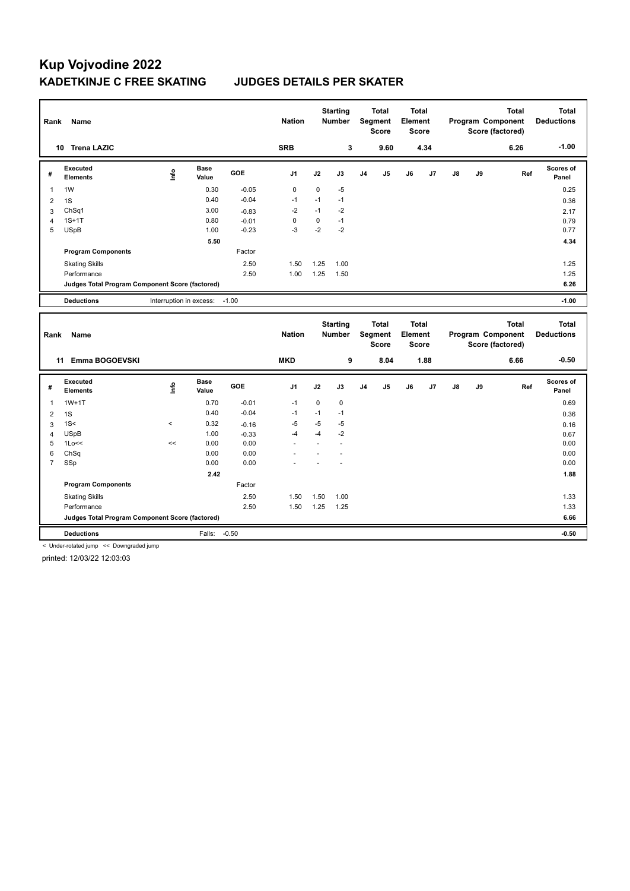# Kup Vojvodine 2022

## KADETKINJE C FREE SKATING JUDGES DETAILS PER SKATER

| Rank | Name | Nation | Starting Number | Total Segment Score | Total Element Score | Total Program Component Score (factored) | Total Deductions |
|---|---|---|---|---|---|---|---|
| 10 | Trena LAZIC | SRB | 3 | 9.60 | 4.34 | 6.26 | -1.00 |

| # | Executed Elements | Info | Base Value | GOE | J1 | J2 | J3 | J4 | J5 | J6 | J7 | J8 | J9 | Ref | Scores of Panel |
|---|---|---|---|---|---|---|---|---|---|---|---|---|---|---|---|
| 1 | 1W | | 0.30 | -0.05 | 0 | 0 | -5 | | | | | | | | 0.25 |
| 2 | 1S | | 0.40 | -0.04 | -1 | -1 | -1 | | | | | | | | 0.36 |
| 3 | ChSq1 | | 3.00 | -0.83 | -2 | -1 | -2 | | | | | | | | 2.17 |
| 4 | 1S+1T | | 0.80 | -0.01 | 0 | 0 | -1 | | | | | | | | 0.79 |
| 5 | USpB | | 1.00 | -0.23 | -3 | -2 | -2 | | | | | | | | 0.77 |
| | | | 5.50 | | | | | | | | | | | | 4.34 |
| | **Program Components** | | | Factor | | | | | | | | | | | |
| | Skating Skills | | | 2.50 | 1.50 | 1.25 | 1.00 | | | | | | | | 1.25 |
| | Performance | | | 2.50 | 1.00 | 1.25 | 1.50 | | | | | | | | 1.25 |
| | **Judges Total Program Component Score (factored)** | | | | | | | | | | | | | | 6.26 |
| | **Deductions** | Interruption in excess: | | -1.00 | | | | | | | | | | | -1.00 |

| Rank | Name | Nation | Starting Number | Total Segment Score | Total Element Score | Total Program Component Score (factored) | Total Deductions |
|---|---|---|---|---|---|---|---|
| 11 | Emma BOGOEVSKI | MKD | 9 | 8.04 | 1.88 | 6.66 | -0.50 |

| # | Executed Elements | Info | Base Value | GOE | J1 | J2 | J3 | J4 | J5 | J6 | J7 | J8 | J9 | Ref | Scores of Panel |
|---|---|---|---|---|---|---|---|---|---|---|---|---|---|---|---|
| 1 | 1W+1T | | 0.70 | -0.01 | -1 | 0 | 0 | | | | | | | | 0.69 |
| 2 | 1S | | 0.40 | -0.04 | -1 | -1 | -1 | | | | | | | | 0.36 |
| 3 | 1S< | < | 0.32 | -0.16 | -5 | -5 | -5 | | | | | | | | 0.16 |
| 4 | USpB | | 1.00 | -0.33 | -4 | -4 | -2 | | | | | | | | 0.67 |
| 5 | 1Lo<< | << | 0.00 | 0.00 | - | - | - | | | | | | | | 0.00 |
| 6 | ChSq | | 0.00 | 0.00 | - | - | - | | | | | | | | 0.00 |
| 7 | SSp | | 0.00 | 0.00 | - | - | - | | | | | | | | 0.00 |
| | | | 2.42 | | | | | | | | | | | | 1.88 |
| | **Program Components** | | | Factor | | | | | | | | | | | |
| | Skating Skills | | | 2.50 | 1.50 | 1.50 | 1.00 | | | | | | | | 1.33 |
| | Performance | | | 2.50 | 1.50 | 1.25 | 1.25 | | | | | | | | 1.33 |
| | **Judges Total Program Component Score (factored)** | | | | | | | | | | | | | | 6.66 |
| | **Deductions** | Falls: | | -0.50 | | | | | | | | | | | -0.50 |

< Under-rotated jump << Downgraded jump

printed: 12/03/22 12:03:03